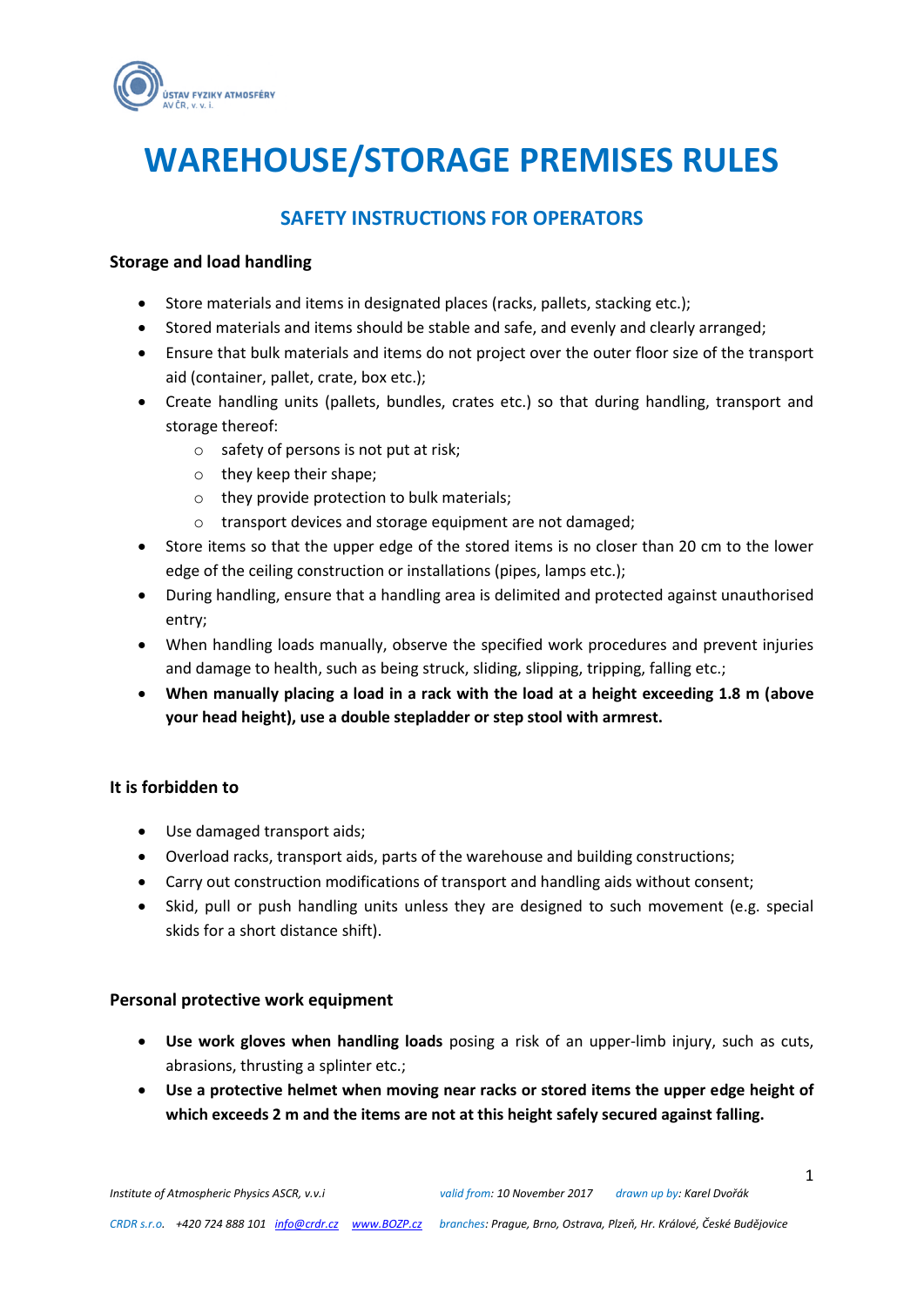# WAREHOUSE/STORAGE PREMISES RULES

## SAFETY INSTRUCTIONS FOR OPERATORS

### Storage and load handling

- Store materials and items in designated places (racks, pallets, stacking etc.);
- Stored materials and items should be stable and safe, and evenly and clearly arranged;
- Ensure that bulk materials and items do not project over the outer floor size of the transport aid (container, pallet, crate, box etc.);
- Create handling units (pallets, bundles, crates etc.) so that during handling, transport and storage thereof:
  - safety of persons is not put at risk;
  - they keep their shape;
  - they provide protection to bulk materials;
  - transport devices and storage equipment are not damaged;
- Store items so that the upper edge of the stored items is no closer than 20 cm to the lower edge of the ceiling construction or installations (pipes, lamps etc.);
- During handling, ensure that a handling area is delimited and protected against unauthorised entry;
- When handling loads manually, observe the specified work procedures and prevent injuries and damage to health, such as being struck, sliding, slipping, tripping, falling etc.;
- **When manually placing a load in a rack with the load at a height exceeding 1.8 m (above your head height), use a double stepladder or step stool with armrest.**

### It is forbidden to

- Use damaged transport aids;
- Overload racks, transport aids, parts of the warehouse and building constructions;
- Carry out construction modifications of transport and handling aids without consent;
- Skid, pull or push handling units unless they are designed to such movement (e.g. special skids for a short distance shift).

### Personal protective work equipment

- **Use work gloves when handling loads** posing a risk of an upper-limb injury, such as cuts, abrasions, thrusting a splinter etc.;
- **Use a protective helmet when moving near racks or stored items the upper edge height of which exceeds 2 m and the items are not at this height safely secured against falling.**

*Institute of Atmospheric Physics ASCR, v.v.i* *valid from: 10 November 2017* *drawn up by: Karel Dvořák*

*CRDR s.r.o.* +420 724 888 101 info@crdr.cz www.BOZP.cz *branches: Prague, Brno, Ostrava, Plzeň, Hr. Králové, České Budějovice*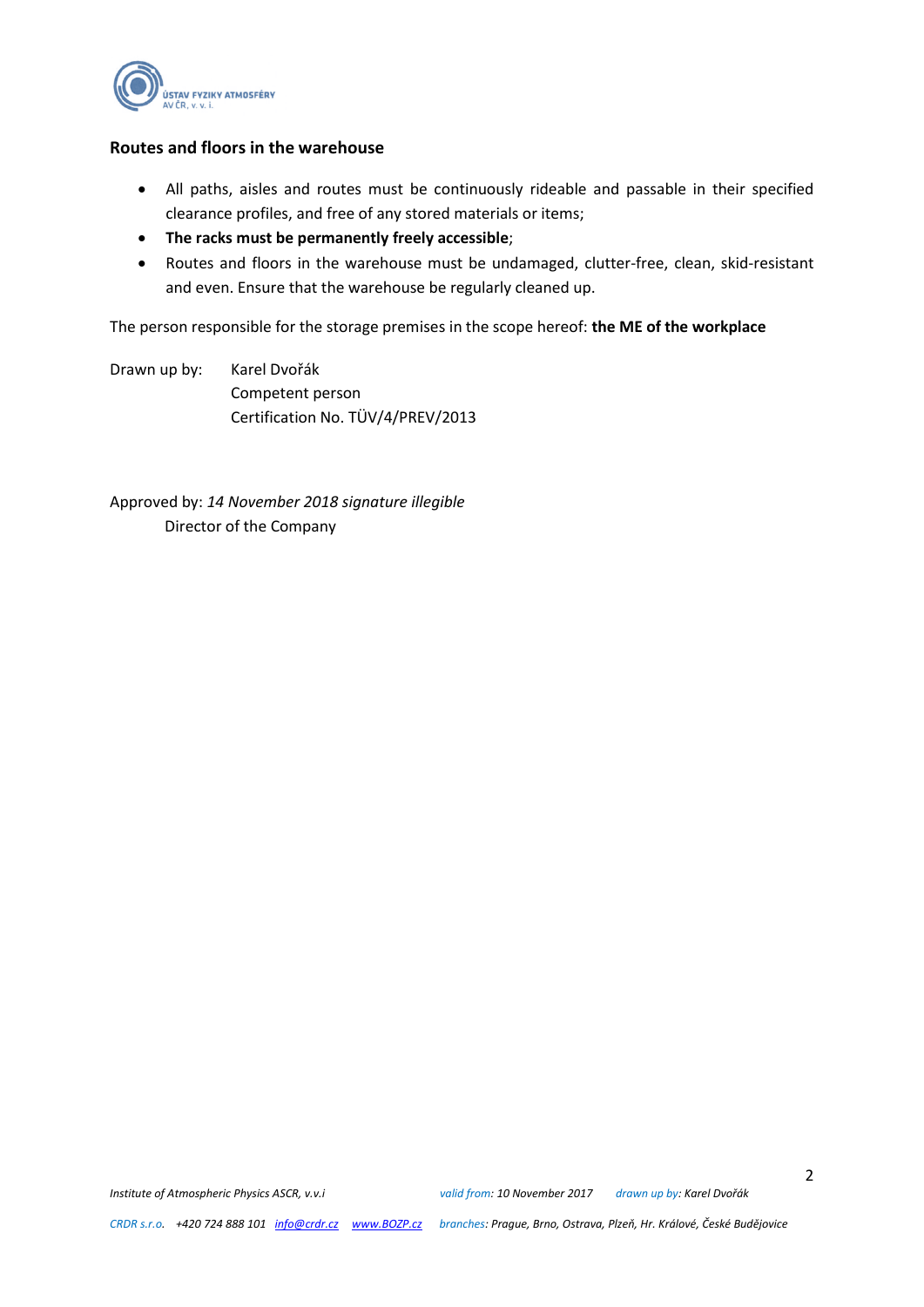### Routes and floors in the warehouse

- All paths, aisles and routes must be continuously rideable and passable in their specified clearance profiles, and free of any stored materials or items;
- **The racks must be permanently freely accessible**;
- Routes and floors in the warehouse must be undamaged, clutter-free, clean, skid-resistant and even. Ensure that the warehouse be regularly cleaned up.

The person responsible for the storage premises in the scope hereof: **the ME of the workplace**

Drawn up by: Karel Dvořák
Competent person
Certification No. TÜV/4/PREV/2013

Approved by: *14 November 2018 signature illegible*
Director of the Company